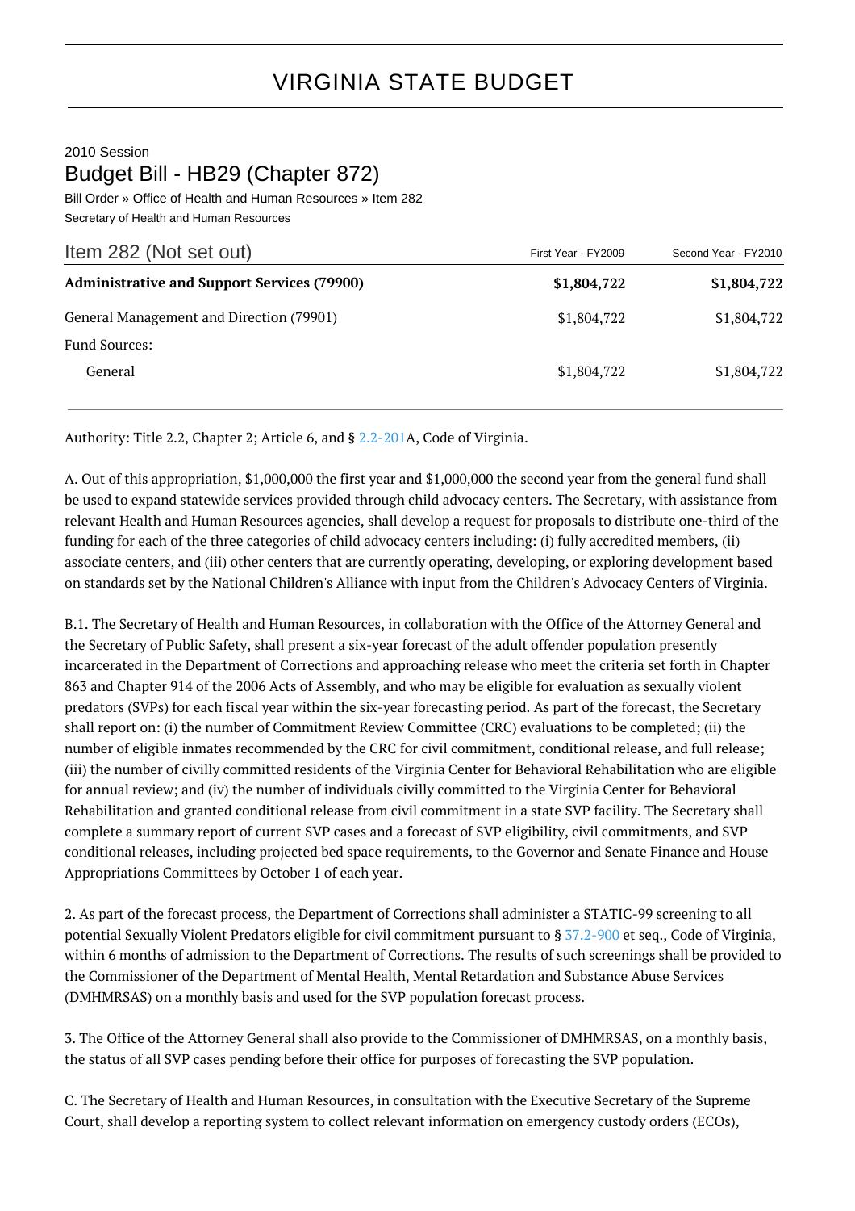# VIRGINIA STATE BUDGET

2010 Session

## Budget Bill - HB29 (Chapter 872)

Bill Order » Office of Health and Human Resources » Item 282

Secretary of Health and Human Resources

| Item 282 (Not set out) | First Year - FY2009 | Second Year - FY2010 |
|---|---|---|
| **Administrative and Support Services (79900)** | **$1,804,722** | **$1,804,722** |
| General Management and Direction (79901) | $1,804,722 | $1,804,722 |
| Fund Sources: | | |
| General | $1,804,722 | $1,804,722 |

Authority: Title 2.2, Chapter 2; Article 6, and § 2.2-201A, Code of Virginia.

A. Out of this appropriation, $1,000,000 the first year and $1,000,000 the second year from the general fund shall be used to expand statewide services provided through child advocacy centers. The Secretary, with assistance from relevant Health and Human Resources agencies, shall develop a request for proposals to distribute one-third of the funding for each of the three categories of child advocacy centers including: (i) fully accredited members, (ii) associate centers, and (iii) other centers that are currently operating, developing, or exploring development based on standards set by the National Children's Alliance with input from the Children's Advocacy Centers of Virginia.

B.1. The Secretary of Health and Human Resources, in collaboration with the Office of the Attorney General and the Secretary of Public Safety, shall present a six-year forecast of the adult offender population presently incarcerated in the Department of Corrections and approaching release who meet the criteria set forth in Chapter 863 and Chapter 914 of the 2006 Acts of Assembly, and who may be eligible for evaluation as sexually violent predators (SVPs) for each fiscal year within the six-year forecasting period. As part of the forecast, the Secretary shall report on: (i) the number of Commitment Review Committee (CRC) evaluations to be completed; (ii) the number of eligible inmates recommended by the CRC for civil commitment, conditional release, and full release; (iii) the number of civilly committed residents of the Virginia Center for Behavioral Rehabilitation who are eligible for annual review; and (iv) the number of individuals civilly committed to the Virginia Center for Behavioral Rehabilitation and granted conditional release from civil commitment in a state SVP facility. The Secretary shall complete a summary report of current SVP cases and a forecast of SVP eligibility, civil commitments, and SVP conditional releases, including projected bed space requirements, to the Governor and Senate Finance and House Appropriations Committees by October 1 of each year.

2. As part of the forecast process, the Department of Corrections shall administer a STATIC-99 screening to all potential Sexually Violent Predators eligible for civil commitment pursuant to § 37.2-900 et seq., Code of Virginia, within 6 months of admission to the Department of Corrections. The results of such screenings shall be provided to the Commissioner of the Department of Mental Health, Mental Retardation and Substance Abuse Services (DMHMRSAS) on a monthly basis and used for the SVP population forecast process.

3. The Office of the Attorney General shall also provide to the Commissioner of DMHMRSAS, on a monthly basis, the status of all SVP cases pending before their office for purposes of forecasting the SVP population.

C. The Secretary of Health and Human Resources, in consultation with the Executive Secretary of the Supreme Court, shall develop a reporting system to collect relevant information on emergency custody orders (ECOs),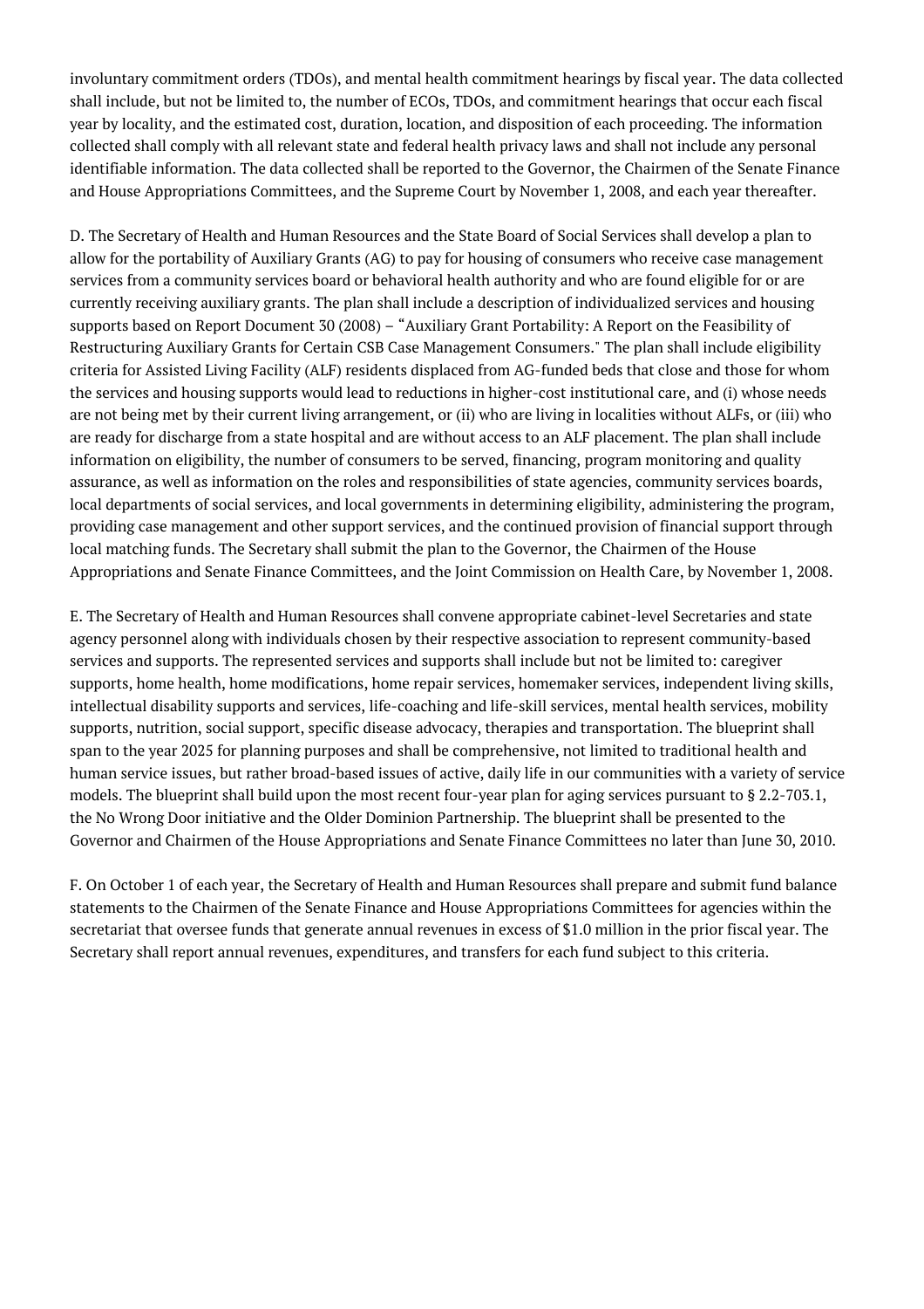involuntary commitment orders (TDOs), and mental health commitment hearings by fiscal year. The data collected shall include, but not be limited to, the number of ECOs, TDOs, and commitment hearings that occur each fiscal year by locality, and the estimated cost, duration, location, and disposition of each proceeding. The information collected shall comply with all relevant state and federal health privacy laws and shall not include any personal identifiable information. The data collected shall be reported to the Governor, the Chairmen of the Senate Finance and House Appropriations Committees, and the Supreme Court by November 1, 2008, and each year thereafter.

D. The Secretary of Health and Human Resources and the State Board of Social Services shall develop a plan to allow for the portability of Auxiliary Grants (AG) to pay for housing of consumers who receive case management services from a community services board or behavioral health authority and who are found eligible for or are currently receiving auxiliary grants. The plan shall include a description of individualized services and housing supports based on Report Document 30 (2008) – "Auxiliary Grant Portability: A Report on the Feasibility of Restructuring Auxiliary Grants for Certain CSB Case Management Consumers." The plan shall include eligibility criteria for Assisted Living Facility (ALF) residents displaced from AG-funded beds that close and those for whom the services and housing supports would lead to reductions in higher-cost institutional care, and (i) whose needs are not being met by their current living arrangement, or (ii) who are living in localities without ALFs, or (iii) who are ready for discharge from a state hospital and are without access to an ALF placement. The plan shall include information on eligibility, the number of consumers to be served, financing, program monitoring and quality assurance, as well as information on the roles and responsibilities of state agencies, community services boards, local departments of social services, and local governments in determining eligibility, administering the program, providing case management and other support services, and the continued provision of financial support through local matching funds. The Secretary shall submit the plan to the Governor, the Chairmen of the House Appropriations and Senate Finance Committees, and the Joint Commission on Health Care, by November 1, 2008.

E. The Secretary of Health and Human Resources shall convene appropriate cabinet-level Secretaries and state agency personnel along with individuals chosen by their respective association to represent community-based services and supports. The represented services and supports shall include but not be limited to: caregiver supports, home health, home modifications, home repair services, homemaker services, independent living skills, intellectual disability supports and services, life-coaching and life-skill services, mental health services, mobility supports, nutrition, social support, specific disease advocacy, therapies and transportation. The blueprint shall span to the year 2025 for planning purposes and shall be comprehensive, not limited to traditional health and human service issues, but rather broad-based issues of active, daily life in our communities with a variety of service models. The blueprint shall build upon the most recent four-year plan for aging services pursuant to § 2.2-703.1, the No Wrong Door initiative and the Older Dominion Partnership. The blueprint shall be presented to the Governor and Chairmen of the House Appropriations and Senate Finance Committees no later than June 30, 2010.

F. On October 1 of each year, the Secretary of Health and Human Resources shall prepare and submit fund balance statements to the Chairmen of the Senate Finance and House Appropriations Committees for agencies within the secretariat that oversee funds that generate annual revenues in excess of $1.0 million in the prior fiscal year. The Secretary shall report annual revenues, expenditures, and transfers for each fund subject to this criteria.